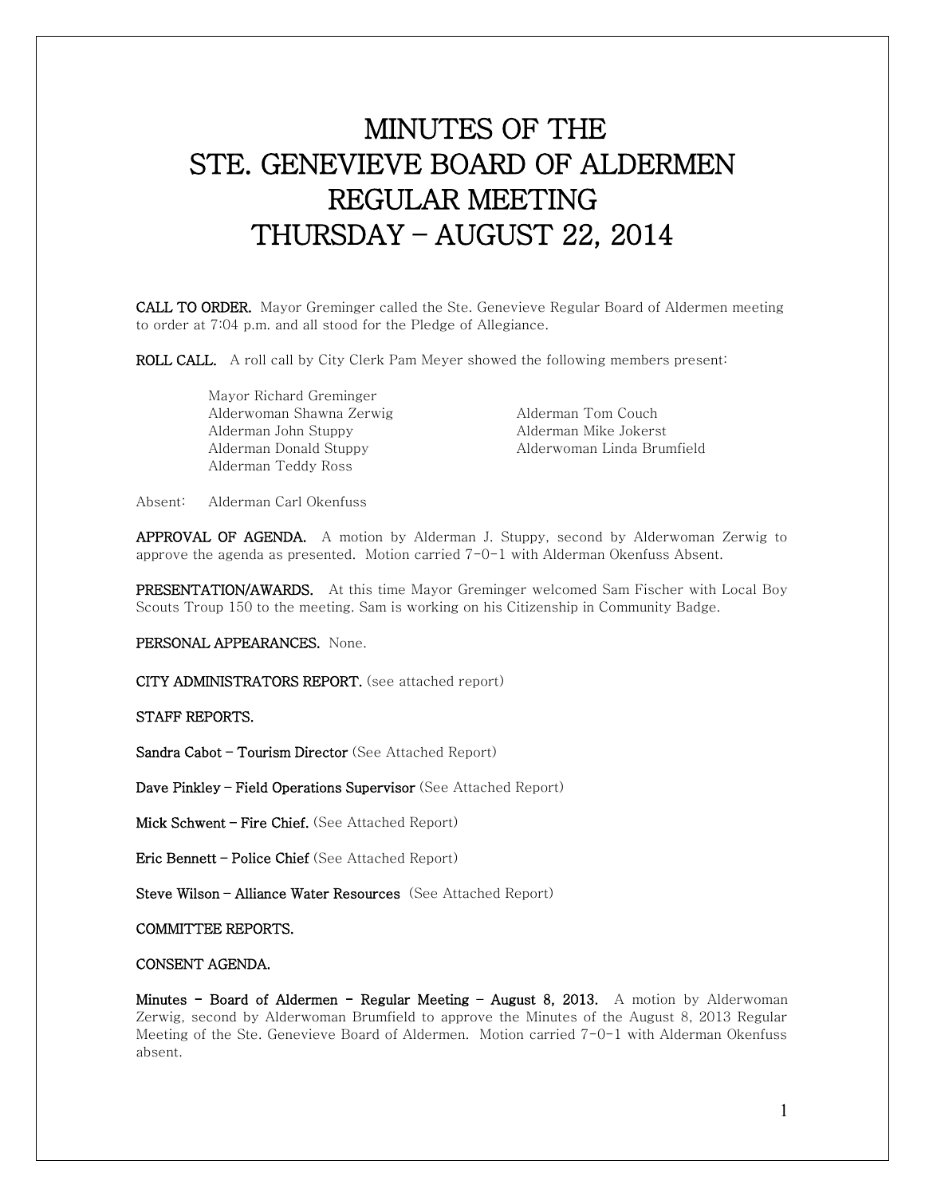# MINUTES OF THE STE. GENEVIEVE BOARD OF ALDERMEN REGULAR MEETING THURSDAY – AUGUST 22, 2014

**CALL TO ORDER.** Mayor Greminger called the Ste. Genevieve Regular Board of Aldermen meeting to order at 7:04 p.m. and all stood for the Pledge of Allegiance.

**ROLL CALL.** A roll call by City Clerk Pam Meyer showed the following members present:

Mayor Richard Greminger
Alderwoman Shawna Zerwig
Alderman John Stuppy
Alderman Donald Stuppy
Alderman Teddy Ross
Alderman Tom Couch
Alderman Mike Jokerst
Alderwoman Linda Brumfield

Absent: Alderman Carl Okenfuss

**APPROVAL OF AGENDA.** A motion by Alderman J. Stuppy, second by Alderwoman Zerwig to approve the agenda as presented. Motion carried 7-0-1 with Alderman Okenfuss Absent.

**PRESENTATION/AWARDS.** At this time Mayor Greminger welcomed Sam Fischer with Local Boy Scouts Troup 150 to the meeting. Sam is working on his Citizenship in Community Badge.

**PERSONAL APPEARANCES.** None.

**CITY ADMINISTRATORS REPORT.** (see attached report)

**STAFF REPORTS.**

**Sandra Cabot – Tourism Director** (See Attached Report)

**Dave Pinkley – Field Operations Supervisor** (See Attached Report)

**Mick Schwent – Fire Chief.** (See Attached Report)

**Eric Bennett – Police Chief** (See Attached Report)

**Steve Wilson – Alliance Water Resources** (See Attached Report)

**COMMITTEE REPORTS.**

**CONSENT AGENDA.**

**Minutes – Board of Aldermen – Regular Meeting – August 8, 2013.** A motion by Alderwoman Zerwig, second by Alderwoman Brumfield to approve the Minutes of the August 8, 2013 Regular Meeting of the Ste. Genevieve Board of Aldermen. Motion carried 7-0-1 with Alderman Okenfuss absent.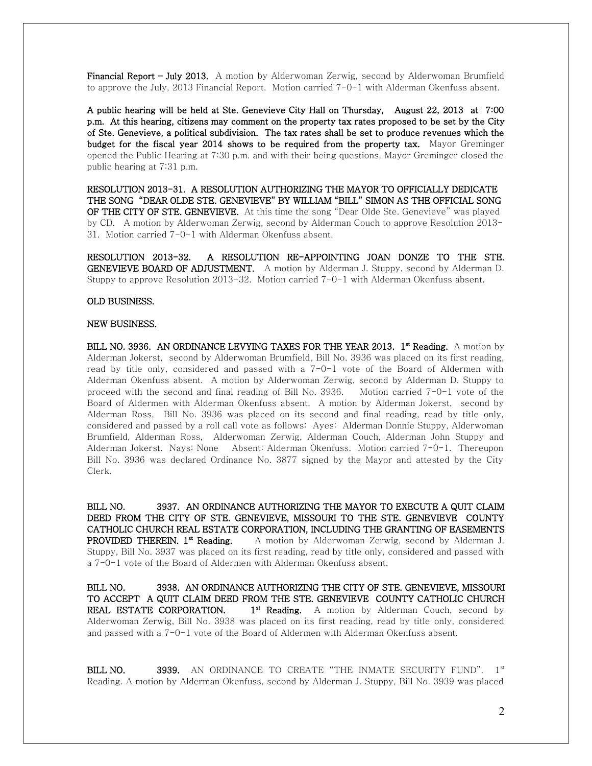**Financial Report – July 2013.** A motion by Alderwoman Zerwig, second by Alderwoman Brumfield to approve the July, 2013 Financial Report. Motion carried 7-0-1 with Alderman Okenfuss absent.

**A public hearing will be held at Ste. Genevieve City Hall on Thursday, August 22, 2013 at 7:00 p.m. At this hearing, citizens may comment on the property tax rates proposed to be set by the City of Ste. Genevieve, a political subdivision. The tax rates shall be set to produce revenues which the budget for the fiscal year 2014 shows to be required from the property tax.** Mayor Greminger opened the Public Hearing at 7:30 p.m. and with their being questions, Mayor Greminger closed the public hearing at 7:31 p.m.

**RESOLUTION 2013-31. A RESOLUTION AUTHORIZING THE MAYOR TO OFFICIALLY DEDICATE THE SONG "DEAR OLDE STE. GENEVIEVE" BY WILLIAM "BILL" SIMON AS THE OFFICIAL SONG OF THE CITY OF STE. GENEVIEVE.** At this time the song "Dear Olde Ste. Genevieve" was played by CD. A motion by Alderwoman Zerwig, second by Alderman Couch to approve Resolution 2013-31. Motion carried 7-0-1 with Alderman Okenfuss absent.

**RESOLUTION 2013-32. A RESOLUTION RE-APPOINTING JOAN DONZE TO THE STE. GENEVIEVE BOARD OF ADJUSTMENT.** A motion by Alderman J. Stuppy, second by Alderman D. Stuppy to approve Resolution 2013-32. Motion carried 7-0-1 with Alderman Okenfuss absent.

**OLD BUSINESS.**

**NEW BUSINESS.**

**BILL NO. 3936. AN ORDINANCE LEVYING TAXES FOR THE YEAR 2013. 1st Reading.** A motion by Alderman Jokerst, second by Alderwoman Brumfield, Bill No. 3936 was placed on its first reading, read by title only, considered and passed with a 7-0-1 vote of the Board of Aldermen with Alderman Okenfuss absent. A motion by Alderwoman Zerwig, second by Alderman D. Stuppy to proceed with the second and final reading of Bill No. 3936. Motion carried 7-0-1 vote of the Board of Aldermen with Alderman Okenfuss absent. A motion by Alderman Jokerst, second by Alderman Ross, Bill No. 3936 was placed on its second and final reading, read by title only, considered and passed by a roll call vote as follows: Ayes: Alderman Donnie Stuppy, Alderwoman Brumfield, Alderman Ross, Alderwoman Zerwig, Alderman Couch, Alderman John Stuppy and Alderman Jokerst. Nays: None Absent: Alderman Okenfuss. Motion carried 7-0-1. Thereupon Bill No. 3936 was declared Ordinance No. 3877 signed by the Mayor and attested by the City Clerk.

**BILL NO. 3937. AN ORDINANCE AUTHORIZING THE MAYOR TO EXECUTE A QUIT CLAIM DEED FROM THE CITY OF STE. GENEVIEVE, MISSOURI TO THE STE. GENEVIEVE COUNTY CATHOLIC CHURCH REAL ESTATE CORPORATION, INCLUDING THE GRANTING OF EASEMENTS PROVIDED THEREIN. 1st Reading.** A motion by Alderwoman Zerwig, second by Alderman J. Stuppy, Bill No. 3937 was placed on its first reading, read by title only, considered and passed with a 7-0-1 vote of the Board of Aldermen with Alderman Okenfuss absent.

**BILL NO. 3938. AN ORDINANCE AUTHORIZING THE CITY OF STE. GENEVIEVE, MISSOURI TO ACCEPT A QUIT CLAIM DEED FROM THE STE. GENEVIEVE COUNTY CATHOLIC CHURCH REAL ESTATE CORPORATION. 1st Reading.** A motion by Alderman Couch, second by Alderwoman Zerwig, Bill No. 3938 was placed on its first reading, read by title only, considered and passed with a 7-0-1 vote of the Board of Aldermen with Alderman Okenfuss absent.

**BILL NO. 3939.** AN ORDINANCE TO CREATE "THE INMATE SECURITY FUND". 1st Reading. A motion by Alderman Okenfuss, second by Alderman J. Stuppy, Bill No. 3939 was placed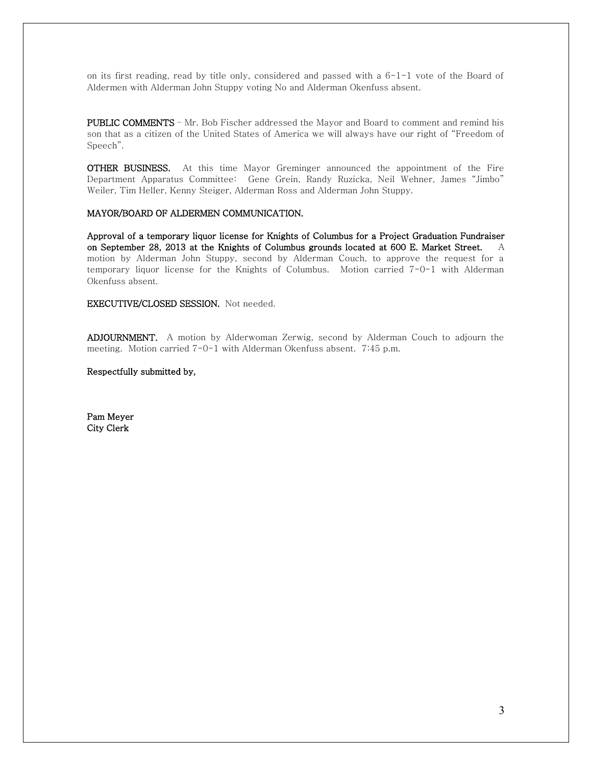on its first reading, read by title only, considered and passed with a 6-1-1 vote of the Board of Aldermen with Alderman John Stuppy voting No and Alderman Okenfuss absent.

**PUBLIC COMMENTS** – Mr. Bob Fischer addressed the Mayor and Board to comment and remind his son that as a citizen of the United States of America we will always have our right of "Freedom of Speech".

**OTHER BUSINESS.** At this time Mayor Greminger announced the appointment of the Fire Department Apparatus Committee: Gene Grein, Randy Ruzicka, Neil Wehner, James "Jimbo" Weiler, Tim Heller, Kenny Steiger, Alderman Ross and Alderman John Stuppy.

**MAYOR/BOARD OF ALDERMEN COMMUNICATION.**

**Approval of a temporary liquor license for Knights of Columbus for a Project Graduation Fundraiser on September 28, 2013 at the Knights of Columbus grounds located at 600 E. Market Street.** A motion by Alderman John Stuppy, second by Alderman Couch, to approve the request for a temporary liquor license for the Knights of Columbus. Motion carried 7-0-1 with Alderman Okenfuss absent.

**EXECUTIVE/CLOSED SESSION.** Not needed.

**ADJOURNMENT.** A motion by Alderwoman Zerwig, second by Alderman Couch to adjourn the meeting. Motion carried 7-0-1 with Alderman Okenfuss absent. 7:45 p.m.

**Respectfully submitted by,**

**Pam Meyer**
**City Clerk**